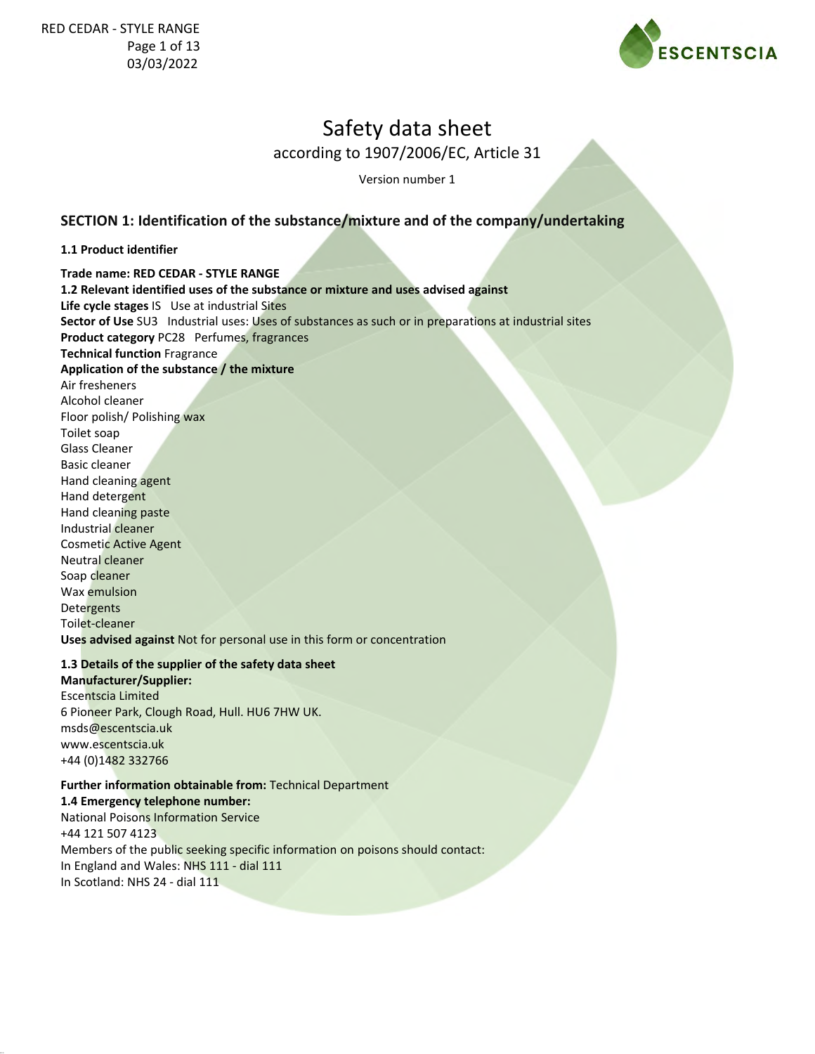# Safety data sheet

according to 1907/2006/EC, Article 31

Version number 1

## SECTION 1: Identification of the substance/mixture and of the company/undertaking

### 1.1 Product identifier

**Trade name: RED CEDAR - STYLE RANGE**

**1.2 Relevant identified uses of the substance or mixture and uses advised against**

**Life cycle stages** IS Use at industrial Sites

**Sector of Use** SU3 Industrial uses: Uses of substances as such or in preparations at industrial sites

**Product category** PC28 Perfumes, fragrances

**Technical function** Fragrance

**Application of the substance / the mixture**

Air fresheners
Alcohol cleaner
Floor polish/ Polishing wax
Toilet soap
Glass Cleaner
Basic cleaner
Hand cleaning agent
Hand detergent
Hand cleaning paste
Industrial cleaner
Cosmetic Active Agent
Neutral cleaner
Soap cleaner
Wax emulsion
Detergents
Toilet-cleaner

**Uses advised against** Not for personal use in this form or concentration

**1.3 Details of the supplier of the safety data sheet**

**Manufacturer/Supplier:**

Escentscia Limited
6 Pioneer Park, Clough Road, Hull. HU6 7HW UK.
msds@escentscia.uk
www.escentscia.uk
+44 (0)1482 332766

**Further information obtainable from:** Technical Department

**1.4 Emergency telephone number:**

National Poisons Information Service
+44 121 507 4123
Members of the public seeking specific information on poisons should contact:
In England and Wales: NHS 111 - dial 111
In Scotland: NHS 24 - dial 111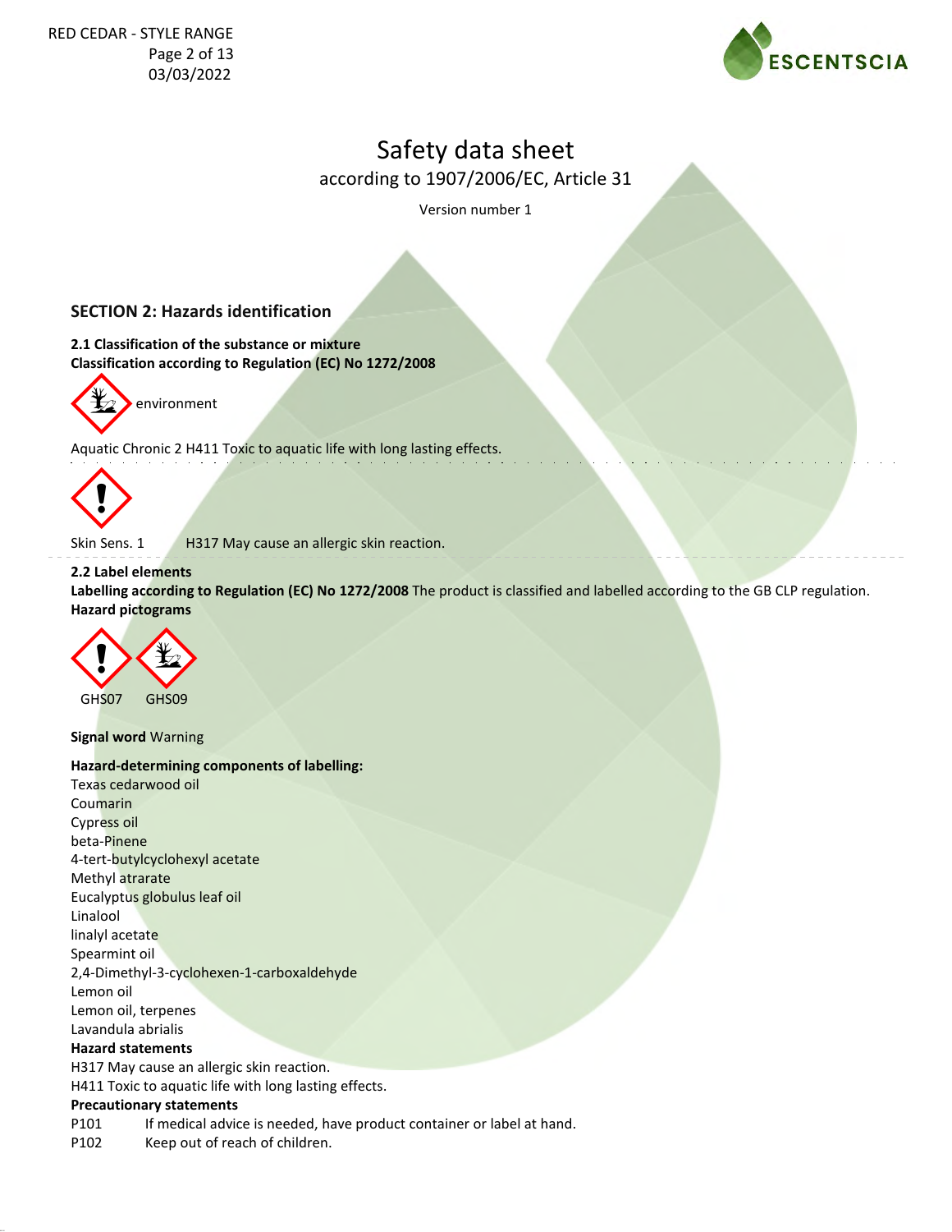# Safety data sheet

according to 1907/2006/EC, Article 31

Version number 1

## SECTION 2: Hazards identification

### 2.1 Classification of the substance or mixture

**Classification according to Regulation (EC) No 1272/2008**

environment

Aquatic Chronic 2 H411 Toxic to aquatic life with long lasting effects.

Skin Sens. 1 H317 May cause an allergic skin reaction.

### 2.2 Label elements

**Labelling according to Regulation (EC) No 1272/2008** The product is classified and labelled according to the GB CLP regulation.

**Hazard pictograms**

GHS07 GHS09

**Signal word** Warning

**Hazard-determining components of labelling:**

Texas cedarwood oil
Coumarin
Cypress oil
beta-Pinene
4-tert-butylcyclohexyl acetate
Methyl atrarate
Eucalyptus globulus leaf oil
Linalool
linalyl acetate
Spearmint oil
2,4-Dimethyl-3-cyclohexen-1-carboxaldehyde
Lemon oil
Lemon oil, terpenes
Lavandula abrialis

**Hazard statements**

H317 May cause an allergic skin reaction.
H411 Toxic to aquatic life with long lasting effects.

**Precautionary statements**

P101 If medical advice is needed, have product container or label at hand.
P102 Keep out of reach of children.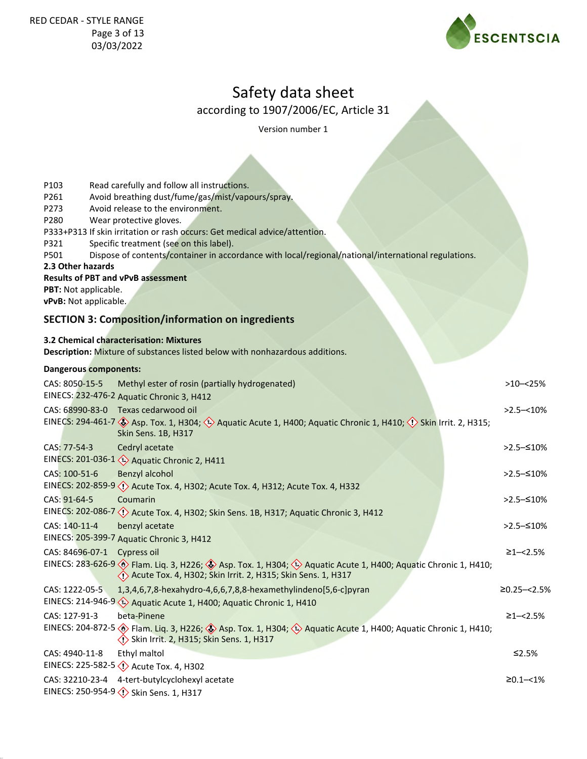## Safety data sheet

according to 1907/2006/EC, Article 31

Version number 1

P103 Read carefully and follow all instructions.
P261 Avoid breathing dust/fume/gas/mist/vapours/spray.
P273 Avoid release to the environment.
P280 Wear protective gloves.
P333+P313 If skin irritation or rash occurs: Get medical advice/attention.
P321 Specific treatment (see on this label).
P501 Dispose of contents/container in accordance with local/regional/national/international regulations.

**2.3 Other hazards**

**Results of PBT and vPvB assessment**

**PBT:** Not applicable.
**vPvB:** Not applicable.

## SECTION 3: Composition/information on ingredients

**3.2 Chemical characterisation: Mixtures**

**Description:** Mixture of substances listed below with nonhazardous additions.

**Dangerous components:**

| Identifiers | Component / Classification | Concentration |
|---|---|---|
| CAS: 8050-15-5<br>EINECS: 232-476-2 | Methyl ester of rosin (partially hydrogenated)<br>Aquatic Chronic 3, H412 | >10–<25% |
| CAS: 68990-83-0<br>EINECS: 294-461-7 | Texas cedarwood oil<br>Asp. Tox. 1, H304; Aquatic Acute 1, H400; Aquatic Chronic 1, H410; Skin Irrit. 2, H315; Skin Sens. 1B, H317 | >2.5–<10% |
| CAS: 77-54-3<br>EINECS: 201-036-1 | Cedryl acetate<br>Aquatic Chronic 2, H411 | >2.5–≤10% |
| CAS: 100-51-6<br>EINECS: 202-859-9 | Benzyl alcohol<br>Acute Tox. 4, H302; Acute Tox. 4, H312; Acute Tox. 4, H332 | >2.5–≤10% |
| CAS: 91-64-5<br>EINECS: 202-086-7 | Coumarin<br>Acute Tox. 4, H302; Skin Sens. 1B, H317; Aquatic Chronic 3, H412 | >2.5–≤10% |
| CAS: 140-11-4<br>EINECS: 205-399-7 | benzyl acetate<br>Aquatic Chronic 3, H412 | >2.5–≤10% |
| CAS: 84696-07-1<br>EINECS: 283-626-9 | Cypress oil<br>Flam. Liq. 3, H226; Asp. Tox. 1, H304; Aquatic Acute 1, H400; Aquatic Chronic 1, H410; Acute Tox. 4, H302; Skin Irrit. 2, H315; Skin Sens. 1, H317 | ≥1–<2.5% |
| CAS: 1222-05-5<br>EINECS: 214-946-9 | 1,3,4,6,7,8-hexahydro-4,6,6,7,8,8-hexamethylindeno[5,6-c]pyran<br>Aquatic Acute 1, H400; Aquatic Chronic 1, H410 | ≥0.25–<2.5% |
| CAS: 127-91-3<br>EINECS: 204-872-5 | beta-Pinene<br>Flam. Liq. 3, H226; Asp. Tox. 1, H304; Aquatic Acute 1, H400; Aquatic Chronic 1, H410; Skin Irrit. 2, H315; Skin Sens. 1, H317 | ≥1–<2.5% |
| CAS: 4940-11-8<br>EINECS: 225-582-5 | Ethyl maltol<br>Acute Tox. 4, H302 | ≤2.5% |
| CAS: 32210-23-4<br>EINECS: 250-954-9 | 4-tert-butylcyclohexyl acetate<br>Skin Sens. 1, H317 | ≥0.1–<1% |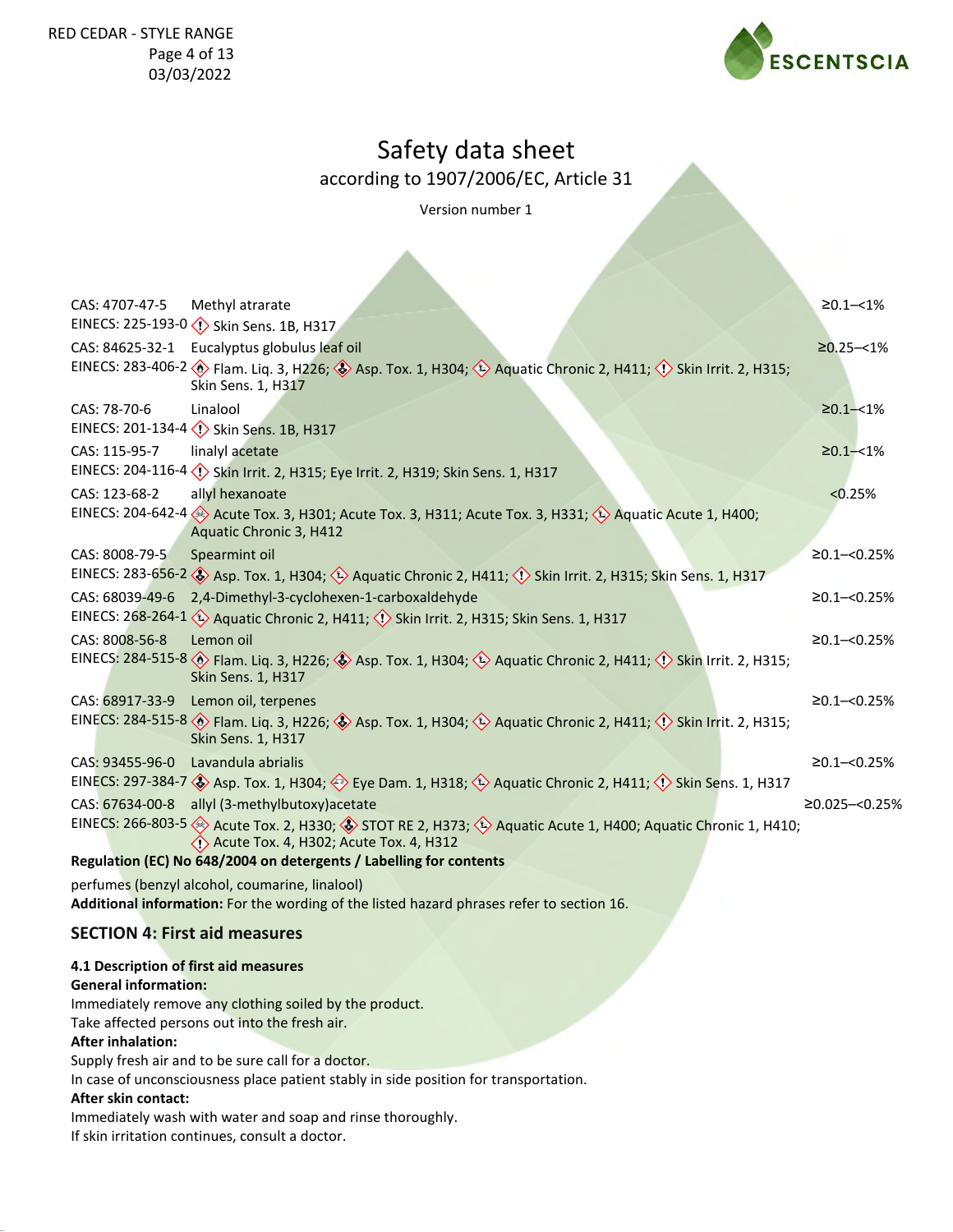# Safety data sheet

according to 1907/2006/EC, Article 31

Version number 1

| | | |
|---|---|---|
| CAS: 4707-47-5<br>EINECS: 225-193-0 | Methyl atrarate<br>Skin Sens. 1B, H317 | ≥0.1–<1% |
| CAS: 84625-32-1<br>EINECS: 283-406-2 | Eucalyptus globulus leaf oil<br>Flam. Liq. 3, H226; Asp. Tox. 1, H304; Aquatic Chronic 2, H411; Skin Irrit. 2, H315; Skin Sens. 1, H317 | ≥0.25–<1% |
| CAS: 78-70-6<br>EINECS: 201-134-4 | Linalool<br>Skin Sens. 1B, H317 | ≥0.1–<1% |
| CAS: 115-95-7<br>EINECS: 204-116-4 | linalyl acetate<br>Skin Irrit. 2, H315; Eye Irrit. 2, H319; Skin Sens. 1, H317 | ≥0.1–<1% |
| CAS: 123-68-2<br>EINECS: 204-642-4 | allyl hexanoate<br>Acute Tox. 3, H301; Acute Tox. 3, H311; Acute Tox. 3, H331; Aquatic Acute 1, H400; Aquatic Chronic 3, H412 | <0.25% |
| CAS: 8008-79-5<br>EINECS: 283-656-2 | Spearmint oil<br>Asp. Tox. 1, H304; Aquatic Chronic 2, H411; Skin Irrit. 2, H315; Skin Sens. 1, H317 | ≥0.1–<0.25% |
| CAS: 68039-49-6<br>EINECS: 268-264-1 | 2,4-Dimethyl-3-cyclohexen-1-carboxaldehyde<br>Aquatic Chronic 2, H411; Skin Irrit. 2, H315; Skin Sens. 1, H317 | ≥0.1–<0.25% |
| CAS: 8008-56-8<br>EINECS: 284-515-8 | Lemon oil<br>Flam. Liq. 3, H226; Asp. Tox. 1, H304; Aquatic Chronic 2, H411; Skin Irrit. 2, H315; Skin Sens. 1, H317 | ≥0.1–<0.25% |
| CAS: 68917-33-9<br>EINECS: 284-515-8 | Lemon oil, terpenes<br>Flam. Liq. 3, H226; Asp. Tox. 1, H304; Aquatic Chronic 2, H411; Skin Irrit. 2, H315; Skin Sens. 1, H317 | ≥0.1–<0.25% |
| CAS: 93455-96-0<br>EINECS: 297-384-7 | Lavandula abrialis<br>Asp. Tox. 1, H304; Eye Dam. 1, H318; Aquatic Chronic 2, H411; Skin Sens. 1, H317 | ≥0.1–<0.25% |
| CAS: 67634-00-8<br>EINECS: 266-803-5 | allyl (3-methylbutoxy)acetate<br>Acute Tox. 2, H330; STOT RE 2, H373; Aquatic Acute 1, H400; Aquatic Chronic 1, H410; Acute Tox. 4, H302; Acute Tox. 4, H312 | ≥0.025–<0.25% |

**Regulation (EC) No 648/2004 on detergents / Labelling for contents**

perfumes (benzyl alcohol, coumarine, linalool)

**Additional information:** For the wording of the listed hazard phrases refer to section 16.

## SECTION 4: First aid measures

**4.1 Description of first aid measures**

**General information:**

Immediately remove any clothing soiled by the product.
Take affected persons out into the fresh air.

**After inhalation:**

Supply fresh air and to be sure call for a doctor.
In case of unconsciousness place patient stably in side position for transportation.

**After skin contact:**

Immediately wash with water and soap and rinse thoroughly.
If skin irritation continues, consult a doctor.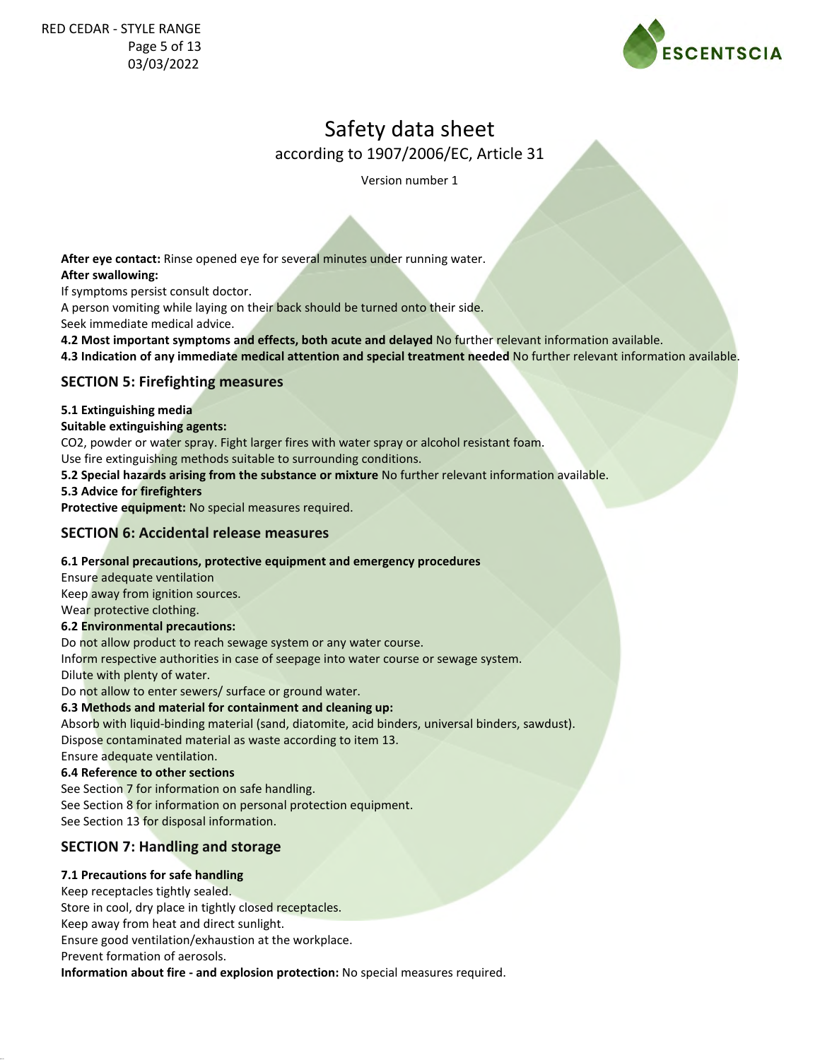**After eye contact:** Rinse opened eye for several minutes under running water.

**After swallowing:**

If symptoms persist consult doctor.

A person vomiting while laying on their back should be turned onto their side.

Seek immediate medical advice.

**4.2 Most important symptoms and effects, both acute and delayed** No further relevant information available.

**4.3 Indication of any immediate medical attention and special treatment needed** No further relevant information available.

## SECTION 5: Firefighting measures

**5.1 Extinguishing media**

**Suitable extinguishing agents:**

CO2, powder or water spray. Fight larger fires with water spray or alcohol resistant foam.

Use fire extinguishing methods suitable to surrounding conditions.

**5.2 Special hazards arising from the substance or mixture** No further relevant information available.

**5.3 Advice for firefighters**

**Protective equipment:** No special measures required.

## SECTION 6: Accidental release measures

**6.1 Personal precautions, protective equipment and emergency procedures**

Ensure adequate ventilation

Keep away from ignition sources.

Wear protective clothing.

**6.2 Environmental precautions:**

Do not allow product to reach sewage system or any water course.

Inform respective authorities in case of seepage into water course or sewage system.

Dilute with plenty of water.

Do not allow to enter sewers/ surface or ground water.

**6.3 Methods and material for containment and cleaning up:**

Absorb with liquid-binding material (sand, diatomite, acid binders, universal binders, sawdust).

Dispose contaminated material as waste according to item 13.

Ensure adequate ventilation.

**6.4 Reference to other sections**

See Section 7 for information on safe handling.

See Section 8 for information on personal protection equipment.

See Section 13 for disposal information.

## SECTION 7: Handling and storage

**7.1 Precautions for safe handling**

Keep receptacles tightly sealed.

Store in cool, dry place in tightly closed receptacles.

Keep away from heat and direct sunlight.

Ensure good ventilation/exhaustion at the workplace.

Prevent formation of aerosols.

**Information about fire - and explosion protection:** No special measures required.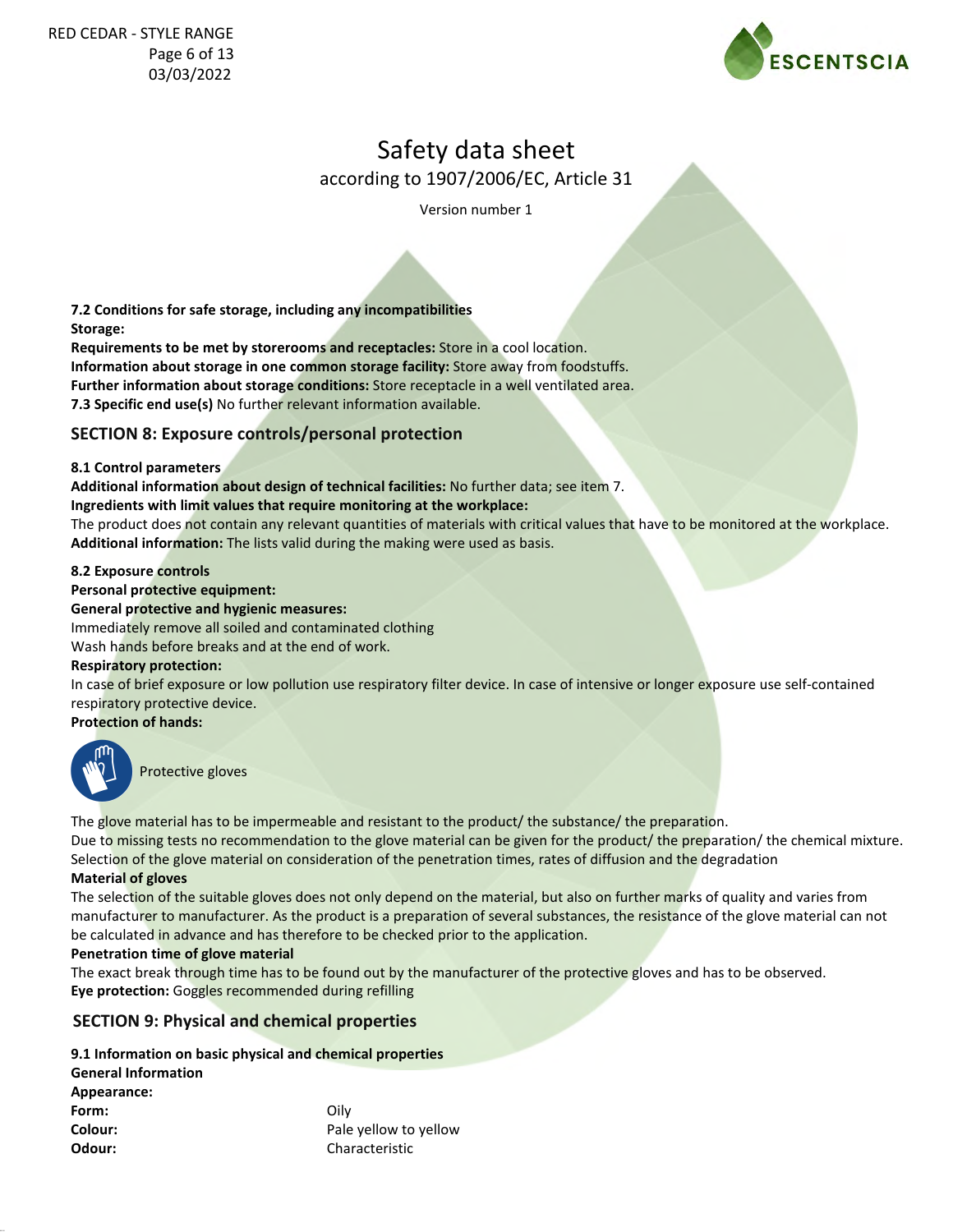Safety data sheet
according to 1907/2006/EC, Article 31

Version number 1

**7.2 Conditions for safe storage, including any incompatibilities**
**Storage:**
**Requirements to be met by storerooms and receptacles:** Store in a cool location.
**Information about storage in one common storage facility:** Store away from foodstuffs.
**Further information about storage conditions:** Store receptacle in a well ventilated area.
**7.3 Specific end use(s)** No further relevant information available.

## SECTION 8: Exposure controls/personal protection

**8.1 Control parameters**
**Additional information about design of technical facilities:** No further data; see item 7.
**Ingredients with limit values that require monitoring at the workplace:**
The product does not contain any relevant quantities of materials with critical values that have to be monitored at the workplace.
**Additional information:** The lists valid during the making were used as basis.

**8.2 Exposure controls**
**Personal protective equipment:**
**General protective and hygienic measures:**
Immediately remove all soiled and contaminated clothing
Wash hands before breaks and at the end of work.
**Respiratory protection:**
In case of brief exposure or low pollution use respiratory filter device. In case of intensive or longer exposure use self-contained respiratory protective device.
**Protection of hands:**

Protective gloves

The glove material has to be impermeable and resistant to the product/ the substance/ the preparation.
Due to missing tests no recommendation to the glove material can be given for the product/ the preparation/ the chemical mixture.
Selection of the glove material on consideration of the penetration times, rates of diffusion and the degradation
**Material of gloves**
The selection of the suitable gloves does not only depend on the material, but also on further marks of quality and varies from manufacturer to manufacturer. As the product is a preparation of several substances, the resistance of the glove material can not be calculated in advance and has therefore to be checked prior to the application.
**Penetration time of glove material**
The exact break through time has to be found out by the manufacturer of the protective gloves and has to be observed.
**Eye protection:** Goggles recommended during refilling

## SECTION 9: Physical and chemical properties

**9.1 Information on basic physical and chemical properties**
**General Information**
**Appearance:**

| | |
|---|---|
| **Form:** | Oily |
| **Colour:** | Pale yellow to yellow |
| **Odour:** | Characteristic |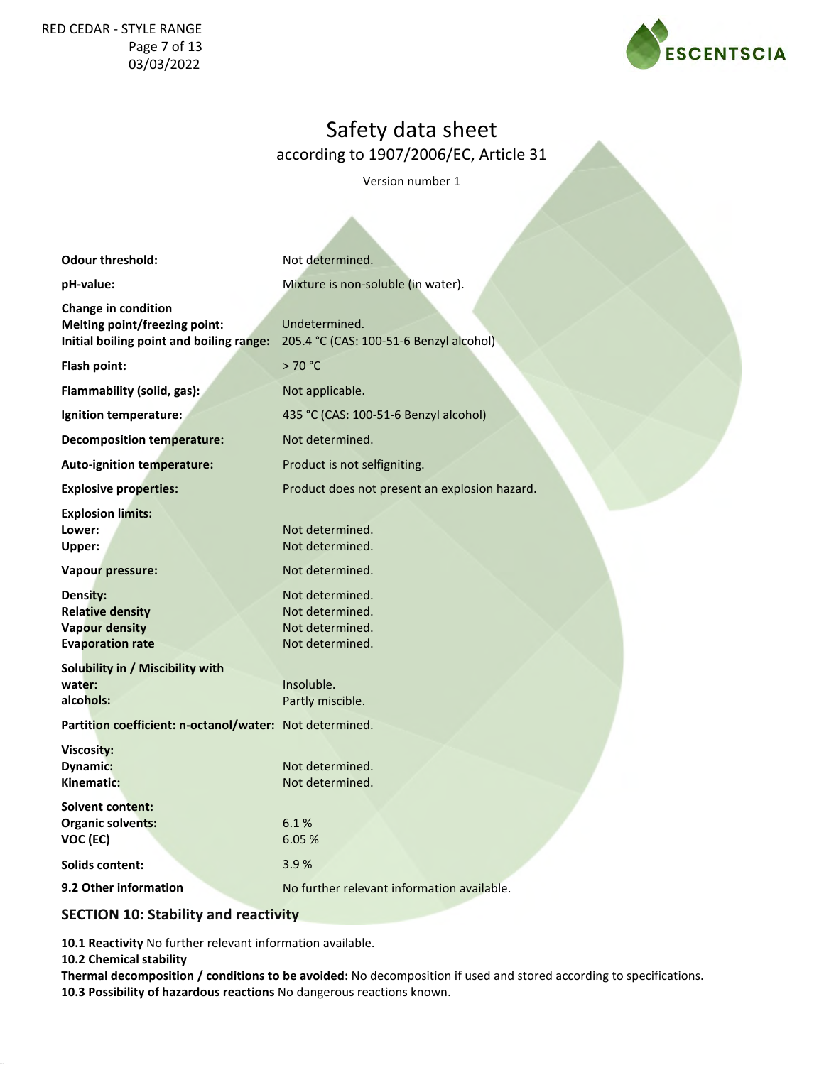# Safety data sheet

according to 1907/2006/EC, Article 31

Version number 1

| | |
|---|---|
| **Odour threshold:** | Not determined. |
| **pH-value:** | Mixture is non-soluble (in water). |
| **Change in condition** | |
| **Melting point/freezing point:** | Undetermined. |
| **Initial boiling point and boiling range:** | 205.4 °C (CAS: 100-51-6 Benzyl alcohol) |
| **Flash point:** | > 70 °C |
| **Flammability (solid, gas):** | Not applicable. |
| **Ignition temperature:** | 435 °C (CAS: 100-51-6 Benzyl alcohol) |
| **Decomposition temperature:** | Not determined. |
| **Auto-ignition temperature:** | Product is not selfigniting. |
| **Explosive properties:** | Product does not present an explosion hazard. |
| **Explosion limits:** | |
| **Lower:** | Not determined. |
| **Upper:** | Not determined. |
| **Vapour pressure:** | Not determined. |
| **Density:** | Not determined. |
| **Relative density** | Not determined. |
| **Vapour density** | Not determined. |
| **Evaporation rate** | Not determined. |
| **Solubility in / Miscibility with** | |
| **water:** | Insoluble. |
| **alcohols:** | Partly miscible. |
| **Partition coefficient: n-octanol/water:** | Not determined. |
| **Viscosity:** | |
| **Dynamic:** | Not determined. |
| **Kinematic:** | Not determined. |
| **Solvent content:** | |
| **Organic solvents:** | 6.1 % |
| **VOC (EC)** | 6.05 % |
| **Solids content:** | 3.9 % |
| **9.2 Other information** | No further relevant information available. |

## SECTION 10: Stability and reactivity

**10.1 Reactivity** No further relevant information available.

**10.2 Chemical stability**

**Thermal decomposition / conditions to be avoided:** No decomposition if used and stored according to specifications.

**10.3 Possibility of hazardous reactions** No dangerous reactions known.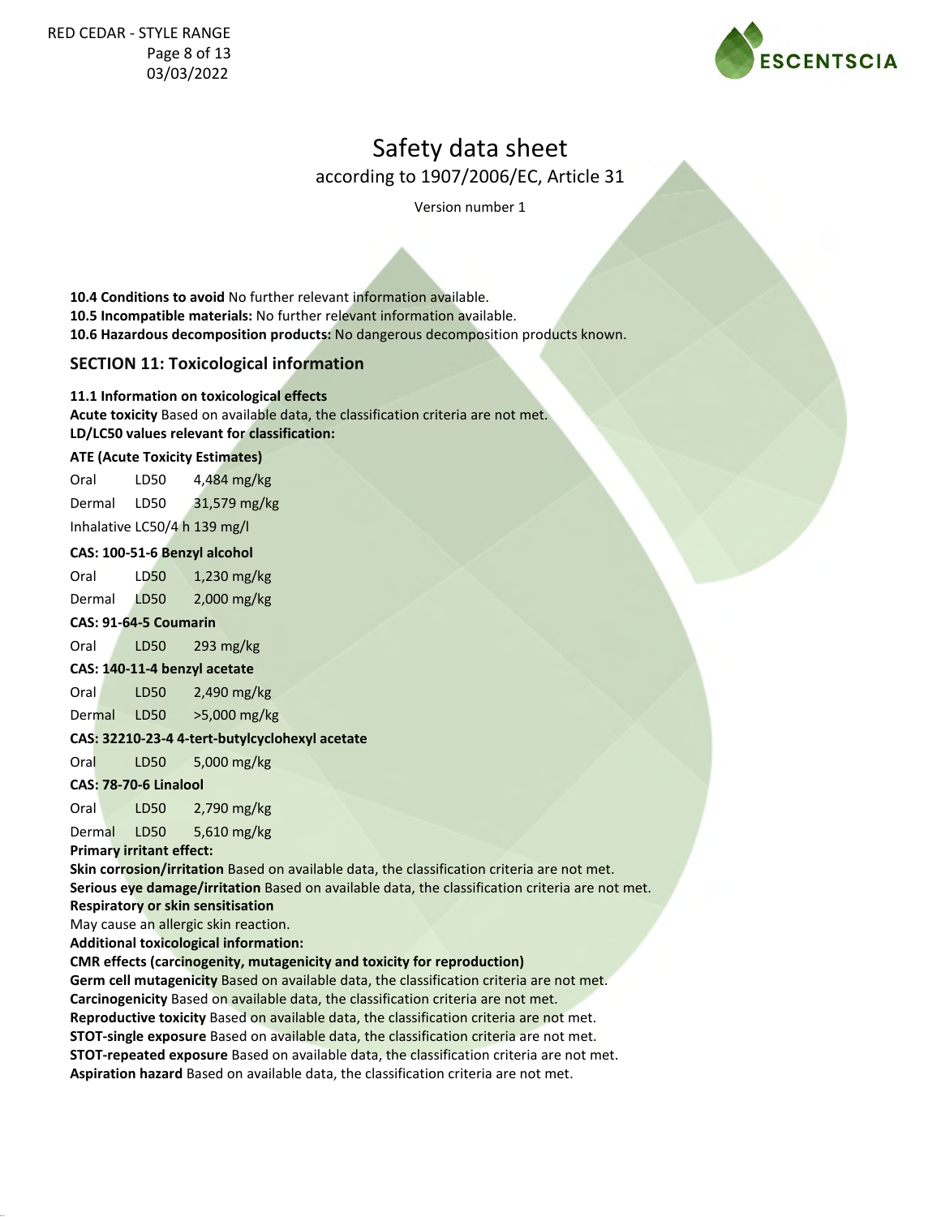**10.4 Conditions to avoid** No further relevant information available.
**10.5 Incompatible materials:** No further relevant information available.
**10.6 Hazardous decomposition products:** No dangerous decomposition products known.

## SECTION 11: Toxicological information

**11.1 Information on toxicological effects**
**Acute toxicity** Based on available data, the classification criteria are not met.
**LD/LC50 values relevant for classification:**

**ATE (Acute Toxicity Estimates)**

| | | |
|---|---|---|
| Oral | LD50 | 4,484 mg/kg |
| Dermal | LD50 | 31,579 mg/kg |
| Inhalative LC50/4 h 139 mg/l | | |

**CAS: 100-51-6 Benzyl alcohol**

| | | |
|---|---|---|
| Oral | LD50 | 1,230 mg/kg |
| Dermal | LD50 | 2,000 mg/kg |

**CAS: 91-64-5 Coumarin**

| | | |
|---|---|---|
| Oral | LD50 | 293 mg/kg |

**CAS: 140-11-4 benzyl acetate**

| | | |
|---|---|---|
| Oral | LD50 | 2,490 mg/kg |
| Dermal | LD50 | >5,000 mg/kg |

**CAS: 32210-23-4 4-tert-butylcyclohexyl acetate**

| | | |
|---|---|---|
| Oral | LD50 | 5,000 mg/kg |

**CAS: 78-70-6 Linalool**

| | | |
|---|---|---|
| Oral | LD50 | 2,790 mg/kg |
| Dermal | LD50 | 5,610 mg/kg |

**Primary irritant effect:**
**Skin corrosion/irritation** Based on available data, the classification criteria are not met.
**Serious eye damage/irritation** Based on available data, the classification criteria are not met.
**Respiratory or skin sensitisation**
May cause an allergic skin reaction.
**Additional toxicological information:**
**CMR effects (carcinogenity, mutagenicity and toxicity for reproduction)**
**Germ cell mutagenicity** Based on available data, the classification criteria are not met.
**Carcinogenicity** Based on available data, the classification criteria are not met.
**Reproductive toxicity** Based on available data, the classification criteria are not met.
**STOT-single exposure** Based on available data, the classification criteria are not met.
**STOT-repeated exposure** Based on available data, the classification criteria are not met.
**Aspiration hazard** Based on available data, the classification criteria are not met.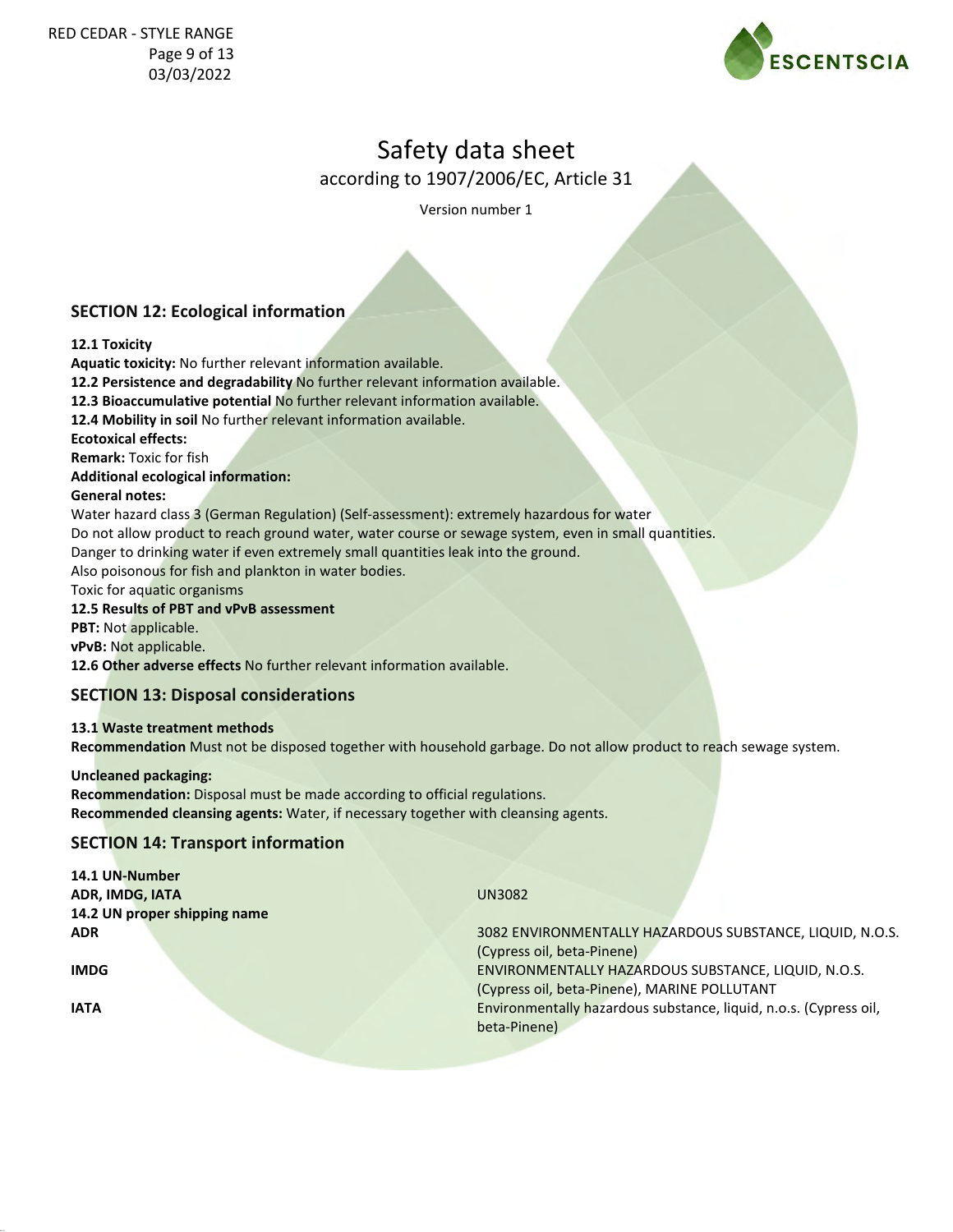# Safety data sheet

according to 1907/2006/EC, Article 31

Version number 1

## SECTION 12: Ecological information

**12.1 Toxicity**

**Aquatic toxicity:** No further relevant information available.

**12.2 Persistence and degradability** No further relevant information available.

**12.3 Bioaccumulative potential** No further relevant information available.

**12.4 Mobility in soil** No further relevant information available.

**Ecotoxical effects:**

**Remark:** Toxic for fish

**Additional ecological information:**

**General notes:**

Water hazard class 3 (German Regulation) (Self-assessment): extremely hazardous for water

Do not allow product to reach ground water, water course or sewage system, even in small quantities.

Danger to drinking water if even extremely small quantities leak into the ground.

Also poisonous for fish and plankton in water bodies.

Toxic for aquatic organisms

**12.5 Results of PBT and vPvB assessment**

**PBT:** Not applicable.

**vPvB:** Not applicable.

**12.6 Other adverse effects** No further relevant information available.

## SECTION 13: Disposal considerations

**13.1 Waste treatment methods**

**Recommendation** Must not be disposed together with household garbage. Do not allow product to reach sewage system.

**Uncleaned packaging:**

**Recommendation:** Disposal must be made according to official regulations.

**Recommended cleansing agents:** Water, if necessary together with cleansing agents.

## SECTION 14: Transport information

**14.1 UN-Number**

| | |
|---|---|
| **ADR, IMDG, IATA** | UN3082 |

**14.2 UN proper shipping name**

| | |
|---|---|
| **ADR** | 3082 ENVIRONMENTALLY HAZARDOUS SUBSTANCE, LIQUID, N.O.S. (Cypress oil, beta-Pinene) |
| **IMDG** | ENVIRONMENTALLY HAZARDOUS SUBSTANCE, LIQUID, N.O.S. (Cypress oil, beta-Pinene), MARINE POLLUTANT |
| **IATA** | Environmentally hazardous substance, liquid, n.o.s. (Cypress oil, beta-Pinene) |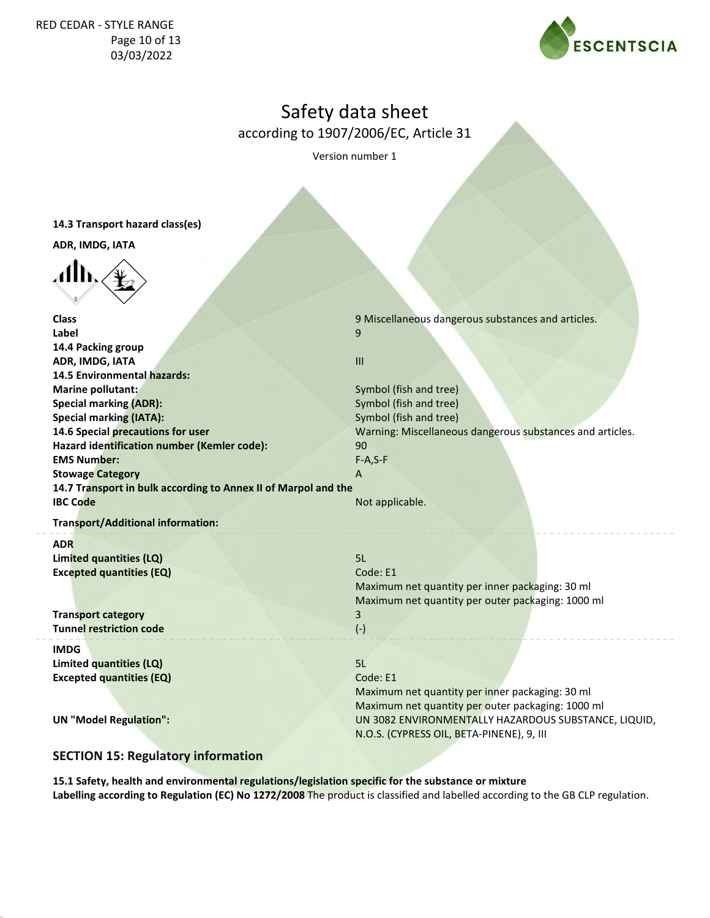**14.3 Transport hazard class(es)**

**ADR, IMDG, IATA**

| | |
|---|---|
| **Class** | 9 Miscellaneous dangerous substances and articles. |
| **Label** | 9 |
| **14.4 Packing group** | |
| **ADR, IMDG, IATA** | III |
| **14.5 Environmental hazards:** | |
| **Marine pollutant:** | Symbol (fish and tree) |
| **Special marking (ADR):** | Symbol (fish and tree) |
| **Special marking (IATA):** | Symbol (fish and tree) |
| **14.6 Special precautions for user** | Warning: Miscellaneous dangerous substances and articles. |
| **Hazard identification number (Kemler code):** | 90 |
| **EMS Number:** | F-A,S-F |
| **Stowage Category** | A |
| **14.7 Transport in bulk according to Annex II of Marpol and the IBC Code** | Not applicable. |

**Transport/Additional information:**

| | |
|---|---|
| **ADR** | |
| **Limited quantities (LQ)** | 5L |
| **Excepted quantities (EQ)** | Code: E1<br>Maximum net quantity per inner packaging: 30 ml<br>Maximum net quantity per outer packaging: 1000 ml |
| **Transport category** | 3 |
| **Tunnel restriction code** | (-) |

| | |
|---|---|
| **IMDG** | |
| **Limited quantities (LQ)** | 5L |
| **Excepted quantities (EQ)** | Code: E1<br>Maximum net quantity per inner packaging: 30 ml<br>Maximum net quantity per outer packaging: 1000 ml |
| **UN "Model Regulation":** | UN 3082 ENVIRONMENTALLY HAZARDOUS SUBSTANCE, LIQUID, N.O.S. (CYPRESS OIL, BETA-PINENE), 9, III |

## SECTION 15: Regulatory information

**15.1 Safety, health and environmental regulations/legislation specific for the substance or mixture**
**Labelling according to Regulation (EC) No 1272/2008** The product is classified and labelled according to the GB CLP regulation.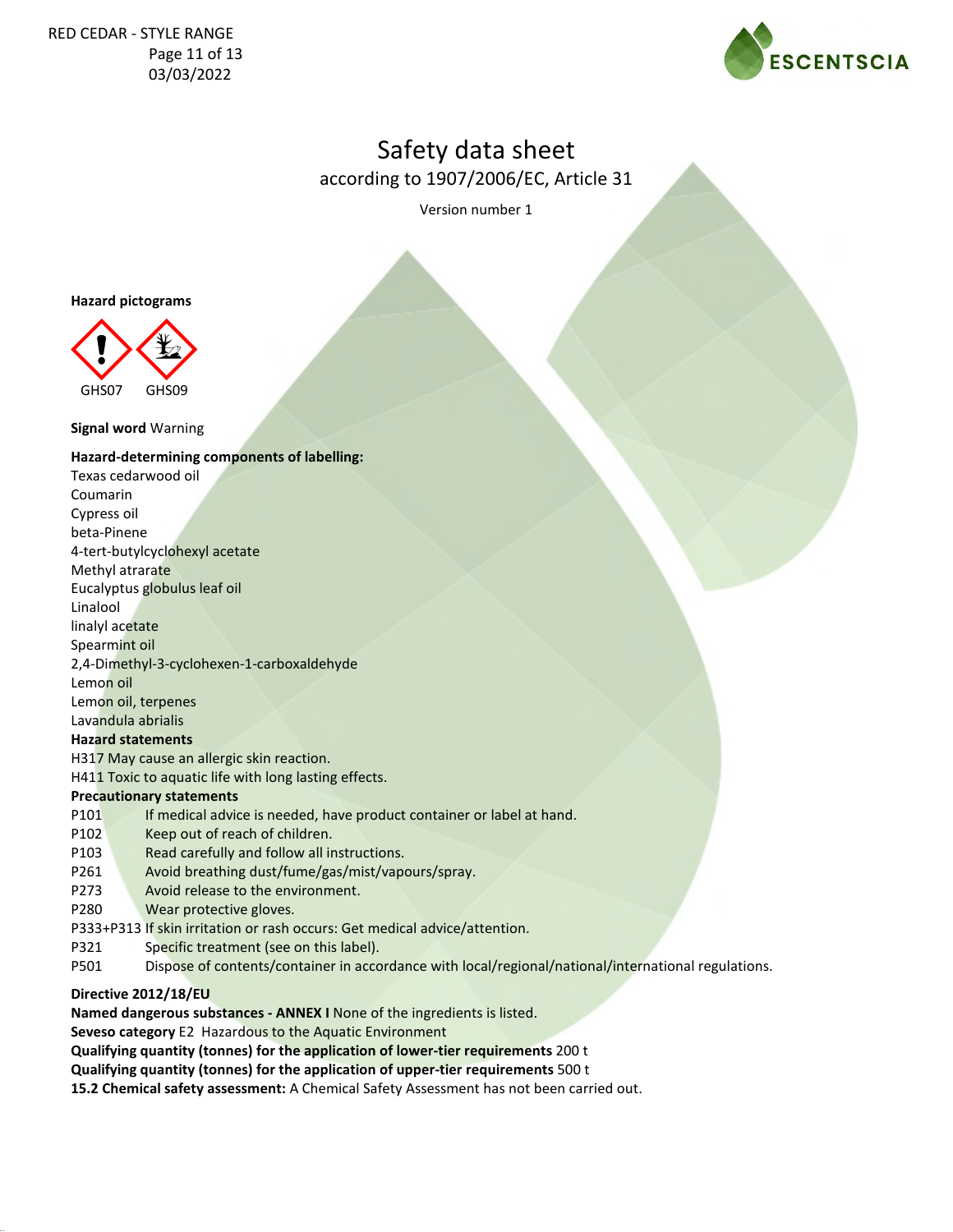# Safety data sheet

according to 1907/2006/EC, Article 31

Version number 1

**Hazard pictograms**

GHS07 GHS09

**Signal word** Warning

**Hazard-determining components of labelling:**

Texas cedarwood oil
Coumarin
Cypress oil
beta-Pinene
4-tert-butylcyclohexyl acetate
Methyl atrarate
Eucalyptus globulus leaf oil
Linalool
linalyl acetate
Spearmint oil
2,4-Dimethyl-3-cyclohexen-1-carboxaldehyde
Lemon oil
Lemon oil, terpenes
Lavandula abrialis

**Hazard statements**

H317 May cause an allergic skin reaction.
H411 Toxic to aquatic life with long lasting effects.

**Precautionary statements**

P101 If medical advice is needed, have product container or label at hand.
P102 Keep out of reach of children.
P103 Read carefully and follow all instructions.
P261 Avoid breathing dust/fume/gas/mist/vapours/spray.
P273 Avoid release to the environment.
P280 Wear protective gloves.
P333+P313 If skin irritation or rash occurs: Get medical advice/attention.
P321 Specific treatment (see on this label).
P501 Dispose of contents/container in accordance with local/regional/national/international regulations.

**Directive 2012/18/EU**

**Named dangerous substances - ANNEX I** None of the ingredients is listed.
**Seveso category** E2 Hazardous to the Aquatic Environment
**Qualifying quantity (tonnes) for the application of lower-tier requirements** 200 t
**Qualifying quantity (tonnes) for the application of upper-tier requirements** 500 t
**15.2 Chemical safety assessment:** A Chemical Safety Assessment has not been carried out.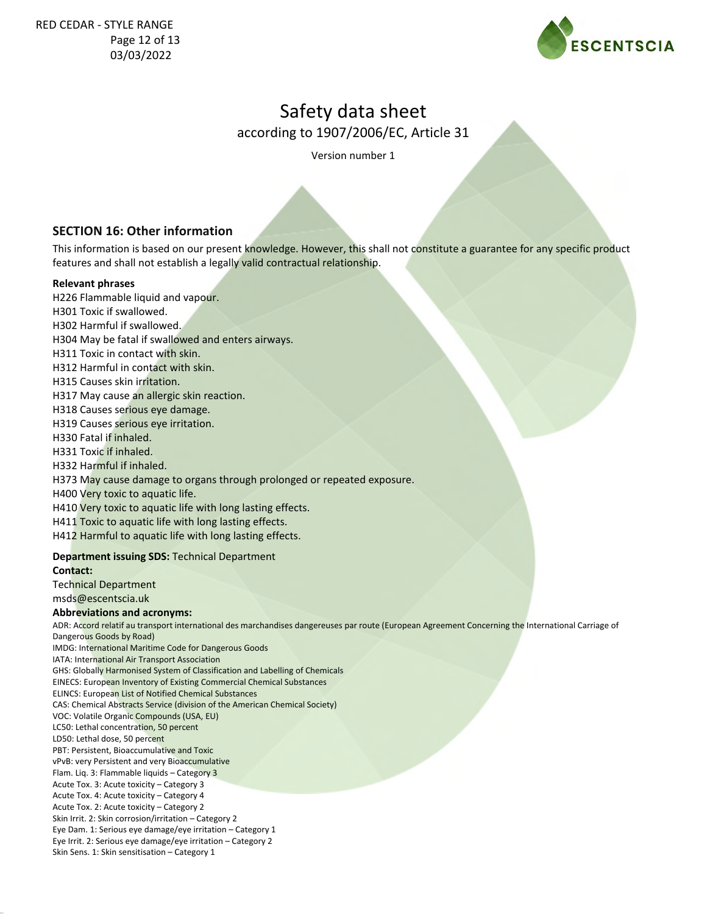# Safety data sheet

according to 1907/2006/EC, Article 31

Version number 1

## SECTION 16: Other information

This information is based on our present knowledge. However, this shall not constitute a guarantee for any specific product features and shall not establish a legally valid contractual relationship.

**Relevant phrases**

H226 Flammable liquid and vapour.
H301 Toxic if swallowed.
H302 Harmful if swallowed.
H304 May be fatal if swallowed and enters airways.
H311 Toxic in contact with skin.
H312 Harmful in contact with skin.
H315 Causes skin irritation.
H317 May cause an allergic skin reaction.
H318 Causes serious eye damage.
H319 Causes serious eye irritation.
H330 Fatal if inhaled.
H331 Toxic if inhaled.
H332 Harmful if inhaled.
H373 May cause damage to organs through prolonged or repeated exposure.
H400 Very toxic to aquatic life.
H410 Very toxic to aquatic life with long lasting effects.
H411 Toxic to aquatic life with long lasting effects.
H412 Harmful to aquatic life with long lasting effects.

**Department issuing SDS:** Technical Department

**Contact:**

Technical Department
msds@escentscia.uk

**Abbreviations and acronyms:**

ADR: Accord relatif au transport international des marchandises dangereuses par route (European Agreement Concerning the International Carriage of Dangerous Goods by Road)
IMDG: International Maritime Code for Dangerous Goods
IATA: International Air Transport Association
GHS: Globally Harmonised System of Classification and Labelling of Chemicals
EINECS: European Inventory of Existing Commercial Chemical Substances
ELINCS: European List of Notified Chemical Substances
CAS: Chemical Abstracts Service (division of the American Chemical Society)
VOC: Volatile Organic Compounds (USA, EU)
LC50: Lethal concentration, 50 percent
LD50: Lethal dose, 50 percent
PBT: Persistent, Bioaccumulative and Toxic
vPvB: very Persistent and very Bioaccumulative
Flam. Liq. 3: Flammable liquids – Category 3
Acute Tox. 3: Acute toxicity – Category 3
Acute Tox. 4: Acute toxicity – Category 4
Acute Tox. 2: Acute toxicity – Category 2
Skin Irrit. 2: Skin corrosion/irritation – Category 2
Eye Dam. 1: Serious eye damage/eye irritation – Category 1
Eye Irrit. 2: Serious eye damage/eye irritation – Category 2
Skin Sens. 1: Skin sensitisation – Category 1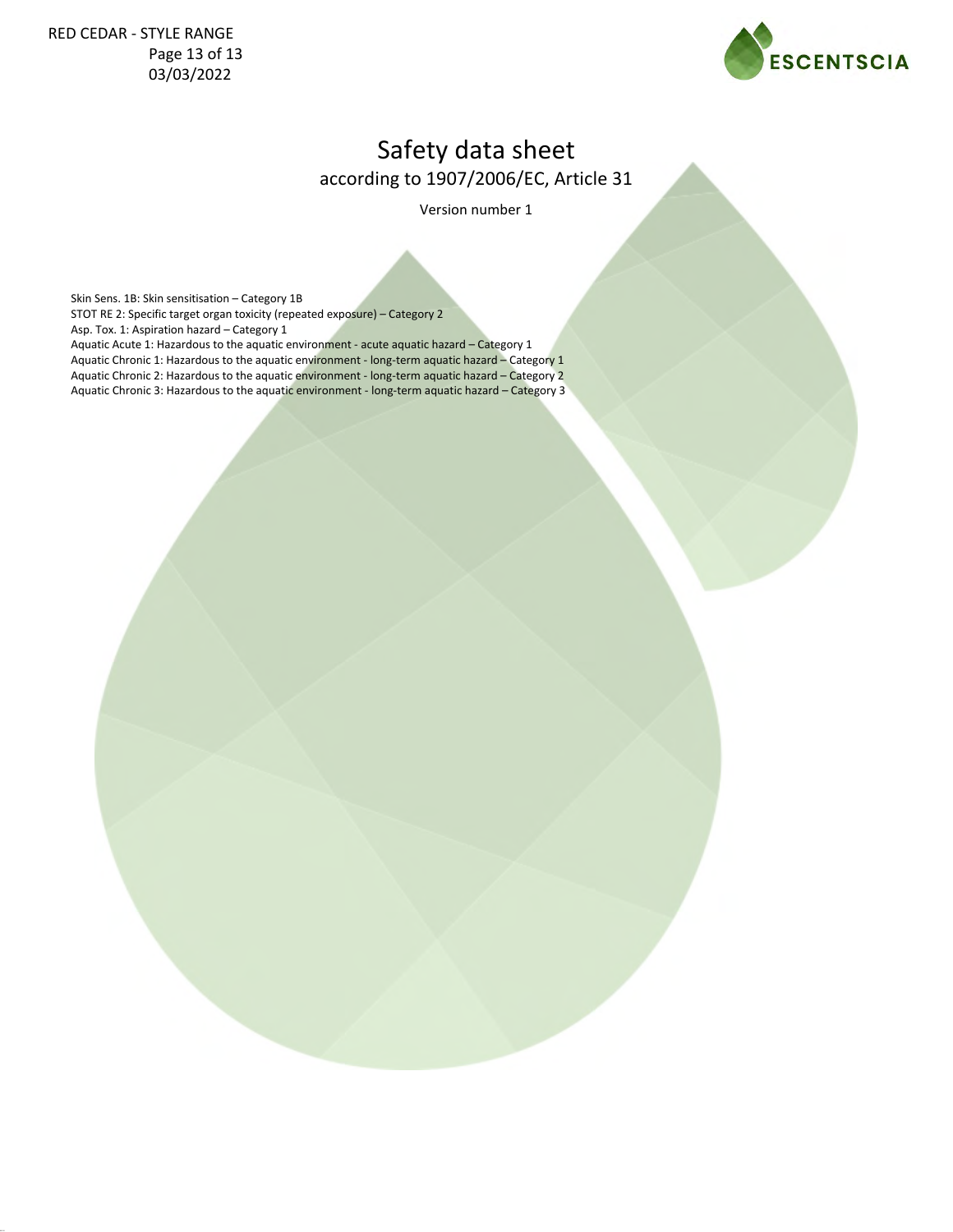# Safety data sheet

according to 1907/2006/EC, Article 31

Version number 1

Skin Sens. 1B: Skin sensitisation – Category 1B
STOT RE 2: Specific target organ toxicity (repeated exposure) – Category 2
Asp. Tox. 1: Aspiration hazard – Category 1
Aquatic Acute 1: Hazardous to the aquatic environment - acute aquatic hazard – Category 1
Aquatic Chronic 1: Hazardous to the aquatic environment - long-term aquatic hazard – Category 1
Aquatic Chronic 2: Hazardous to the aquatic environment - long-term aquatic hazard – Category 2
Aquatic Chronic 3: Hazardous to the aquatic environment - long-term aquatic hazard – Category 3